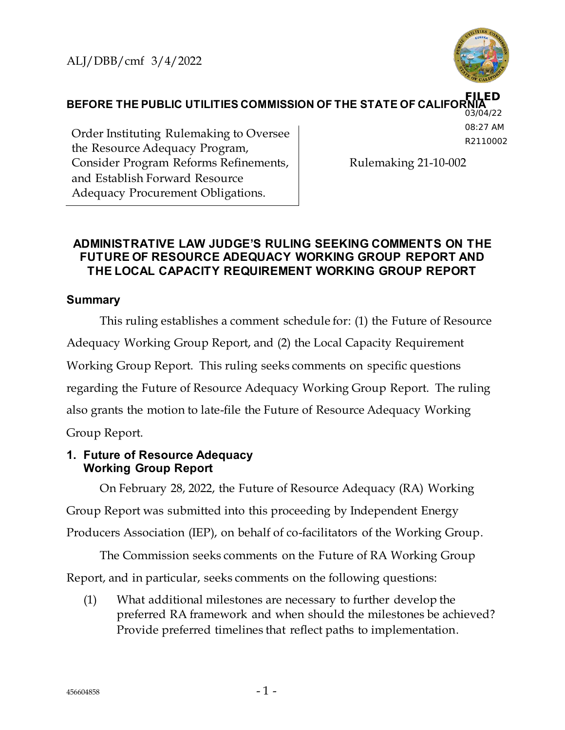ALJ/DBB/cmf 3/4/2022

FILED
03/04/22
08:27 AM
R2110002

**BEFORE THE PUBLIC UTILITIES COMMISSION OF THE STATE OF CALIFORNIA**

| | |
|---|---|
| Order Instituting Rulemaking to Oversee the Resource Adequacy Program, Consider Program Reforms Refinements, and Establish Forward Resource Adequacy Procurement Obligations. | Rulemaking 21-10-002 |

## ADMINISTRATIVE LAW JUDGE'S RULING SEEKING COMMENTS ON THE FUTURE OF RESOURCE ADEQUACY WORKING GROUP REPORT AND THE LOCAL CAPACITY REQUIREMENT WORKING GROUP REPORT

### Summary

This ruling establishes a comment schedule for: (1) the Future of Resource Adequacy Working Group Report, and (2) the Local Capacity Requirement Working Group Report. This ruling seeks comments on specific questions regarding the Future of Resource Adequacy Working Group Report. The ruling also grants the motion to late-file the Future of Resource Adequacy Working Group Report.

### 1. Future of Resource Adequacy Working Group Report

On February 28, 2022, the Future of Resource Adequacy (RA) Working Group Report was submitted into this proceeding by Independent Energy Producers Association (IEP), on behalf of co-facilitators of the Working Group.

The Commission seeks comments on the Future of RA Working Group Report, and in particular, seeks comments on the following questions:

(1) What additional milestones are necessary to further develop the preferred RA framework and when should the milestones be achieved? Provide preferred timelines that reflect paths to implementation.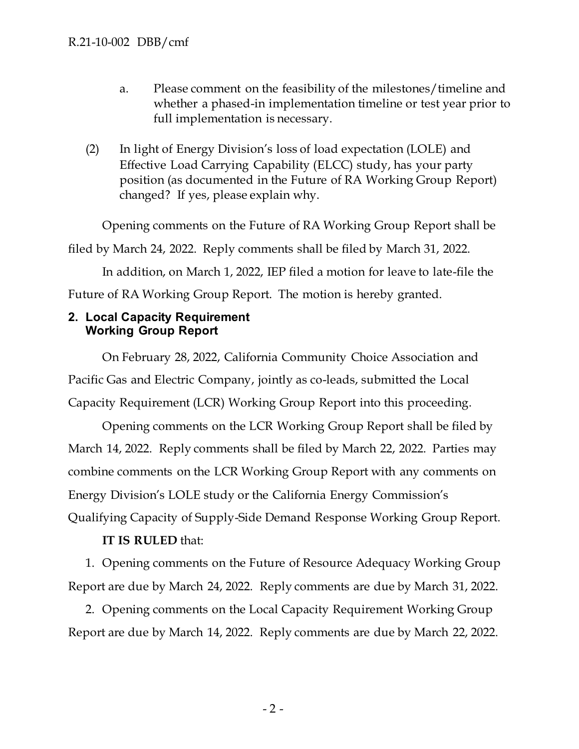a. Please comment on the feasibility of the milestones/timeline and whether a phased-in implementation timeline or test year prior to full implementation is necessary.

(2) In light of Energy Division's loss of load expectation (LOLE) and Effective Load Carrying Capability (ELCC) study, has your party position (as documented in the Future of RA Working Group Report) changed? If yes, please explain why.

Opening comments on the Future of RA Working Group Report shall be filed by March 24, 2022. Reply comments shall be filed by March 31, 2022.

In addition, on March 1, 2022, IEP filed a motion for leave to late-file the Future of RA Working Group Report. The motion is hereby granted.

## 2. Local Capacity Requirement Working Group Report

On February 28, 2022, California Community Choice Association and Pacific Gas and Electric Company, jointly as co-leads, submitted the Local Capacity Requirement (LCR) Working Group Report into this proceeding.

Opening comments on the LCR Working Group Report shall be filed by March 14, 2022. Reply comments shall be filed by March 22, 2022. Parties may combine comments on the LCR Working Group Report with any comments on Energy Division's LOLE study or the California Energy Commission's Qualifying Capacity of Supply-Side Demand Response Working Group Report.

**IT IS RULED** that:

1. Opening comments on the Future of Resource Adequacy Working Group Report are due by March 24, 2022. Reply comments are due by March 31, 2022.

2. Opening comments on the Local Capacity Requirement Working Group Report are due by March 14, 2022. Reply comments are due by March 22, 2022.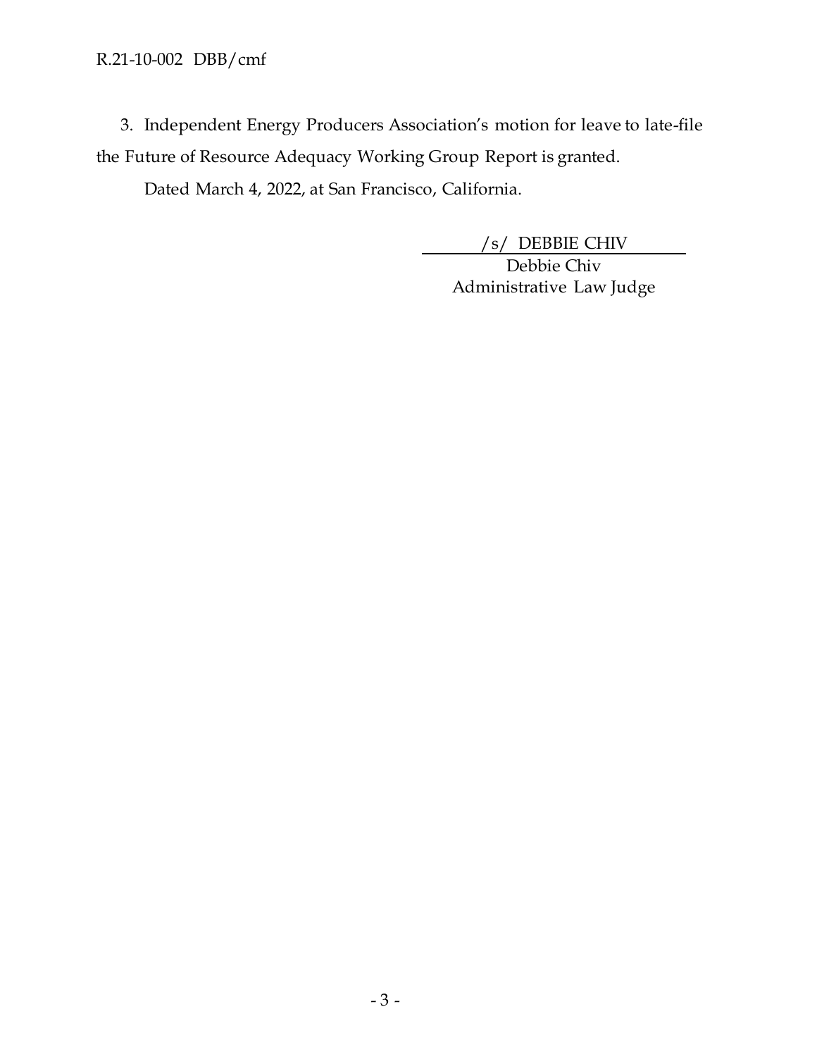3. Independent Energy Producers Association's motion for leave to late-file the Future of Resource Adequacy Working Group Report is granted.

Dated March 4, 2022, at San Francisco, California.

/s/ DEBBIE CHIV
Debbie Chiv
Administrative Law Judge